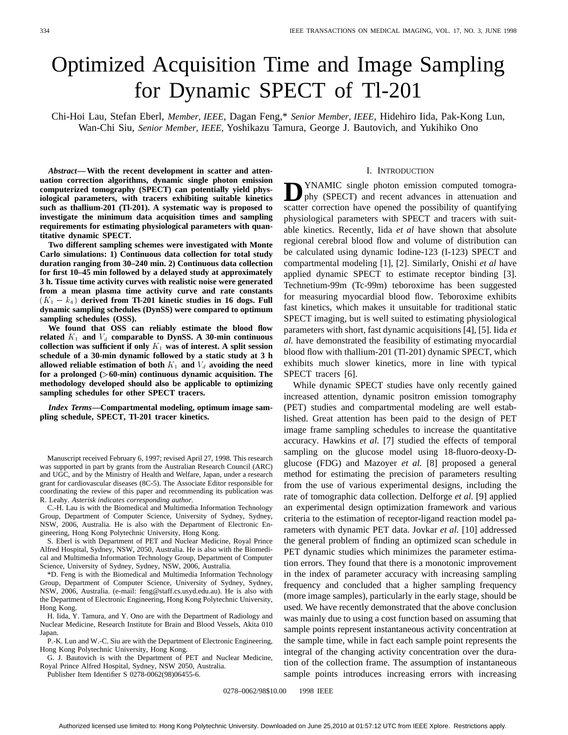# Optimized Acquisition Time and Image Sampling for Dynamic SPECT of Tl-201

Chi-Hoi Lau, Stefan Eberl, *Member, IEEE*, Dagan Feng,* *Senior Member, IEEE*, Hidehiro Iida, Pak-Kong Lun, Wan-Chi Siu, *Senior Member, IEEE*, Yoshikazu Tamura, George J. Bautovich, and Yukihiko Ono

***Abstract*—With the recent development in scatter and attenuation correction algorithms, dynamic single photon emission computerized tomography (SPECT) can potentially yield physiological parameters, with tracers exhibiting suitable kinetics such as thallium-201 (Tl-201). A systematic way is proposed to investigate the minimum data acquisition times and sampling requirements for estimating physiological parameters with quantitative dynamic SPECT.**

**Two different sampling schemes were investigated with Monte Carlo simulations: 1) Continuous data collection for total study duration ranging from 30–240 min. 2) Continuous data collection for first 10–45 min followed by a delayed study at approximately 3 h. Tissue time activity curves with realistic noise were generated from a mean plasma time activity curve and rate constants ($K_1 - k_4$) derived from Tl-201 kinetic studies in 16 dogs. Full dynamic sampling schedules (DynSS) were compared to optimum sampling schedules (OSS).**

**We found that OSS can reliably estimate the blood flow related $K_1$ and $V_d$ comparable to DynSS. A 30-min continuous collection was sufficient if only $K_1$ was of interest. A split session schedule of a 30-min dynamic followed by a static study at 3 h allowed reliable estimation of both $K_1$ and $V_d$ avoiding the need for a prolonged (>60-min) continuous dynamic acquisition. The methodology developed should also be applicable to optimizing sampling schedules for other SPECT tracers.**

***Index Terms*—Compartmental modeling, optimum image sampling schedule, SPECT, Tl-201 tracer kinetics.**

Manuscript received February 6, 1997; revised April 27, 1998. This research was supported in part by grants from the Australian Research Council (ARC) and UGC, and by the Ministry of Health and Welfare, Japan, under a research grant for cardiovascular diseases (8C-5). The Associate Editor responsible for coordinating the review of this paper and recommending its publication was R. Leahy. *Asterisk indicates corresponding author.*

C.-H. Lau is with the Biomedical and Multimedia Information Technology Group, Department of Computer Science, University of Sydney, Sydney, NSW, 2006, Australia. He is also with the Department of Electronic Engineering, Hong Kong Polytechnic University, Hong Kong.

S. Eberl is with Department of PET and Nuclear Medicine, Royal Prince Alfred Hospital, Sydney, NSW, 2050, Australia. He is also with the Biomedical and Multimedia Information Technology Group, Department of Computer Science, University of Sydney, Sydney, NSW, 2006, Australia.

*D. Feng is with the Biomedical and Multimedia Information Technology Group, Department of Computer Science, University of Sydney, Sydney, NSW, 2006, Australia. (e-mail: feng@staff.cs.usyd.edu.au). He is also with the Department of Electronic Engineering, Hong Kong Polytechnic University, Hong Kong.

H. Iida, Y. Tamura, and Y. Ono are with the Department of Radiology and Nuclear Medicine, Research Institute for Brain and Blood Vessels, Akita 010 Japan.

P.-K. Lun and W.-C. Siu are with the Department of Electronic Engineering, Hong Kong Polytechnic University, Hong Kong.

G. J. Bautovich is with the Department of PET and Nuclear Medicine, Royal Prince Alfred Hospital, Sydney, NSW 2050, Australia.

Publisher Item Identifier S 0278-0062(98)06455-6.

## I. Introduction

Dynamic single photon emission computed tomography (SPECT) and recent advances in attenuation and scatter correction have opened the possibility of quantifying physiological parameters with SPECT and tracers with suitable kinetics. Recently, Iida *et al* have shown that absolute regional cerebral blood flow and volume of distribution can be calculated using dynamic Iodine-123 (I-123) SPECT and compartmental modeling [1], [2]. Similarly, Onishi *et al* have applied dynamic SPECT to estimate receptor binding [3]. Technetium-99m (Tc-99m) teboroxime has been suggested for measuring myocardial blood flow. Teboroxime exhibits fast kinetics, which makes it unsuitable for traditional static SPECT imaging, but is well suited to estimating physiological parameters with short, fast dynamic acquisitions [4], [5]. Iida *et al.* have demonstrated the feasibility of estimating myocardial blood flow with thallium-201 (Tl-201) dynamic SPECT, which exhibits much slower kinetics, more in line with typical SPECT tracers [6].

While dynamic SPECT studies have only recently gained increased attention, dynamic positron emission tomography (PET) studies and compartmental modeling are well established. Great attention has been paid to the design of PET image frame sampling schedules to increase the quantitative accuracy. Hawkins *et al.* [7] studied the effects of temporal sampling on the glucose model using 18-fluoro-deoxy-D-glucose (FDG) and Mazoyer *et al.* [8] proposed a general method for estimating the precision of parameters resulting from the use of various experimental designs, including the rate of tomographic data collection. Delforge *et al.* [9] applied an experimental design optimization framework and various criteria to the estimation of receptor-ligand reaction model parameters with dynamic PET data. Jovkar *et al.* [10] addressed the general problem of finding an optimized scan schedule in PET dynamic studies which minimizes the parameter estimation errors. They found that there is a monotonic improvement in the index of parameter accuracy with increasing sampling frequency and concluded that a higher sampling frequency (more image samples), particularly in the early stage, should be used. We have recently demonstrated that the above conclusion was mainly due to using a cost function based on assuming that sample points represent instantaneous activity concentration at the sample time, while in fact each sample point represents the integral of the changing activity concentration over the duration of the collection frame. The assumption of instantaneous sample points introduces increasing errors with increasing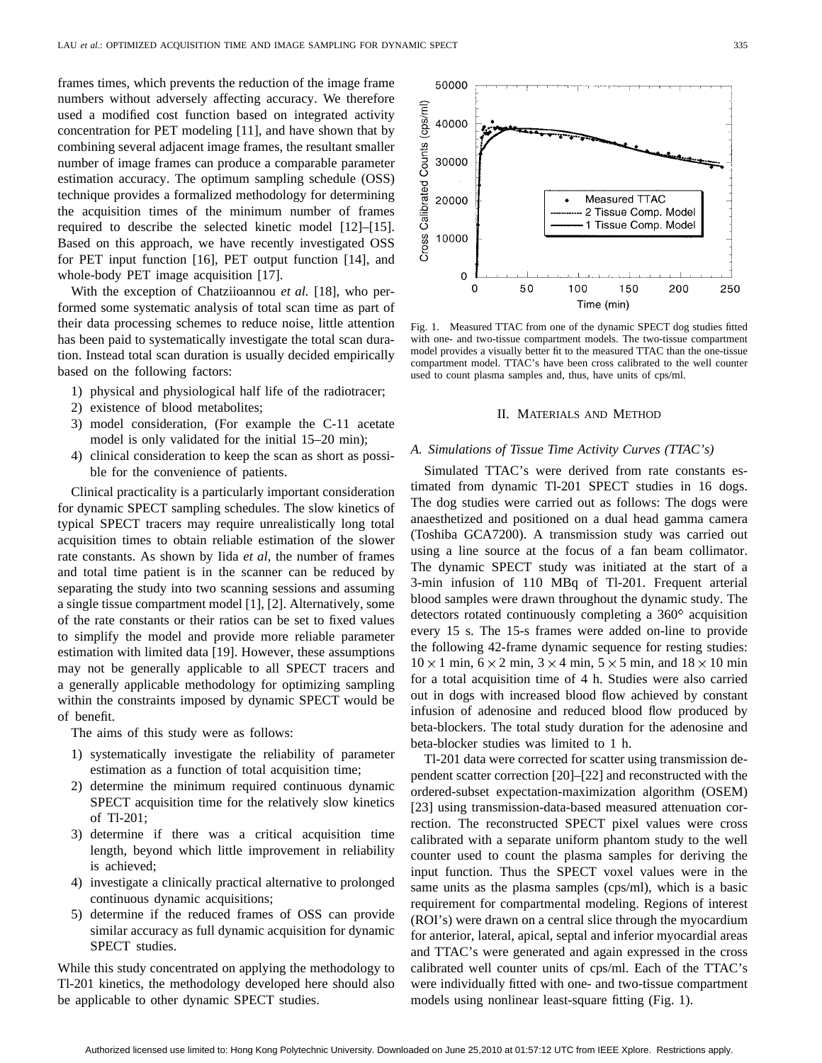frames times, which prevents the reduction of the image frame numbers without adversely affecting accuracy. We therefore used a modified cost function based on integrated activity concentration for PET modeling [11], and have shown that by combining several adjacent image frames, the resultant smaller number of image frames can produce a comparable parameter estimation accuracy. The optimum sampling schedule (OSS) technique provides a formalized methodology for determining the acquisition times of the minimum number of frames required to describe the selected kinetic model [12]–[15]. Based on this approach, we have recently investigated OSS for PET input function [16], PET output function [14], and whole-body PET image acquisition [17].

With the exception of Chatziioannou *et al.* [18], who performed some systematic analysis of total scan time as part of their data processing schemes to reduce noise, little attention has been paid to systematically investigate the total scan duration. Instead total scan duration is usually decided empirically based on the following factors:

1) physical and physiological half life of the radiotracer;
2) existence of blood metabolites;
3) model consideration, (For example the C-11 acetate model is only validated for the initial 15–20 min);
4) clinical consideration to keep the scan as short as possible for the convenience of patients.

Clinical practicality is a particularly important consideration for dynamic SPECT sampling schedules. The slow kinetics of typical SPECT tracers may require unrealistically long total acquisition times to obtain reliable estimation of the slower rate constants. As shown by Iida *et al*, the number of frames and total time patient is in the scanner can be reduced by separating the study into two scanning sessions and assuming a single tissue compartment model [1], [2]. Alternatively, some of the rate constants or their ratios can be set to fixed values to simplify the model and provide more reliable parameter estimation with limited data [19]. However, these assumptions may not be generally applicable to all SPECT tracers and a generally applicable methodology for optimizing sampling within the constraints imposed by dynamic SPECT would be of benefit.

The aims of this study were as follows:

1) systematically investigate the reliability of parameter estimation as a function of total acquisition time;
2) determine the minimum required continuous dynamic SPECT acquisition time for the relatively slow kinetics of Tl-201;
3) determine if there was a critical acquisition time length, beyond which little improvement in reliability is achieved;
4) investigate a clinically practical alternative to prolonged continuous dynamic acquisitions;
5) determine if the reduced frames of OSS can provide similar accuracy as full dynamic acquisition for dynamic SPECT studies.

While this study concentrated on applying the methodology to Tl-201 kinetics, the methodology developed here should also be applicable to other dynamic SPECT studies.

Fig. 1. Measured TTAC from one of the dynamic SPECT dog studies fitted with one- and two-tissue compartment models. The two-tissue compartment model provides a visually better fit to the measured TTAC than the one-tissue compartment model. TTAC's have been cross calibrated to the well counter used to count plasma samples and, thus, have units of cps/ml.

## II. Materials and Method

### A. Simulations of Tissue Time Activity Curves (TTAC's)

Simulated TTAC's were derived from rate constants estimated from dynamic Tl-201 SPECT studies in 16 dogs. The dog studies were carried out as follows: The dogs were anaesthetized and positioned on a dual head gamma camera (Toshiba GCA7200). A transmission study was carried out using a line source at the focus of a fan beam collimator. The dynamic SPECT study was initiated at the start of a 3-min infusion of 110 MBq of Tl-201. Frequent arterial blood samples were drawn throughout the dynamic study. The detectors rotated continuously completing a 360° acquisition every 15 s. The 15-s frames were added on-line to provide the following 42-frame dynamic sequence for resting studies: $10 \times 1$ min, $6 \times 2$ min, $3 \times 4$ min, $5 \times 5$ min, and $18 \times 10$ min for a total acquisition time of 4 h. Studies were also carried out in dogs with increased blood flow achieved by constant infusion of adenosine and reduced blood flow produced by beta-blockers. The total study duration for the adenosine and beta-blocker studies was limited to 1 h.

Tl-201 data were corrected for scatter using transmission dependent scatter correction [20]–[22] and reconstructed with the ordered-subset expectation-maximization algorithm (OSEM) [23] using transmission-data-based measured attenuation correction. The reconstructed SPECT pixel values were cross calibrated with a separate uniform phantom study to the well counter used to count the plasma samples for deriving the input function. Thus the SPECT voxel values were in the same units as the plasma samples (cps/ml), which is a basic requirement for compartmental modeling. Regions of interest (ROI's) were drawn on a central slice through the myocardium for anterior, lateral, apical, septal and inferior myocardial areas and TTAC's were generated and again expressed in the cross calibrated well counter units of cps/ml. Each of the TTAC's were individually fitted with one- and two-tissue compartment models using nonlinear least-square fitting (Fig. 1).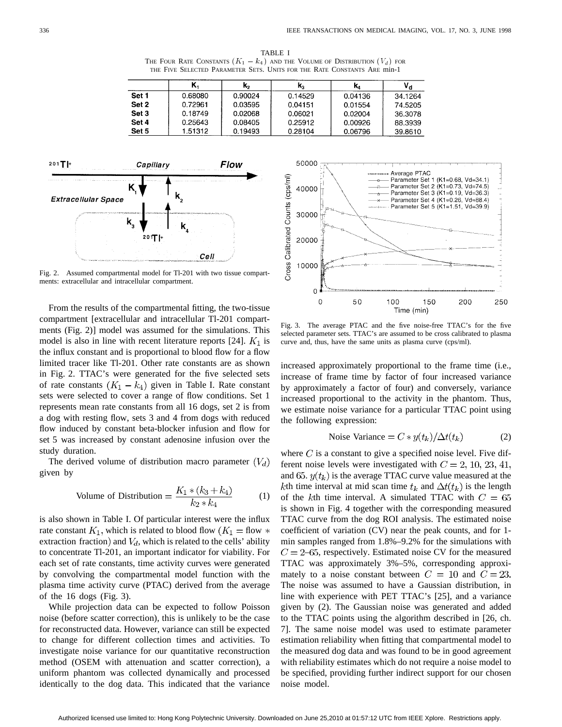TABLE I
THE FOUR RATE CONSTANTS ($K_1 - k_4$) AND THE VOLUME OF DISTRIBUTION ($V_d$) FOR THE FIVE SELECTED PARAMETER SETS. UNITS FOR THE RATE CONSTANTS ARE min-1

| | $K_1$ | $k_2$ | $k_3$ | $k_4$ | $V_d$ |
|---|---|---|---|---|---|
| Set 1 | 0.68080 | 0.90024 | 0.14529 | 0.04136 | 34.1264 |
| Set 2 | 0.72961 | 0.03595 | 0.04151 | 0.01554 | 74.5205 |
| Set 3 | 0.18749 | 0.02068 | 0.06021 | 0.02004 | 36.3078 |
| Set 4 | 0.25643 | 0.08405 | 0.25912 | 0.00926 | 88.3939 |
| Set 5 | 1.51312 | 0.19493 | 0.28104 | 0.06796 | 39.8610 |

Fig. 2. Assumed compartmental model for Tl-201 with two tissue compartments: extracellular and intracellular compartment.

From the results of the compartmental fitting, the two-tissue compartment [extracellular and intracellular Tl-201 compartments (Fig. 2)] model was assumed for the simulations. This model is also in line with recent literature reports [24]. $K_1$ is the influx constant and is proportional to blood flow for a flow limited tracer like Tl-201. Other rate constants are as shown in Fig. 2. TTAC's were generated for the five selected sets of rate constants $(K_1 - k_4)$ given in Table I. Rate constant sets were selected to cover a range of flow conditions. Set 1 represents mean rate constants from all 16 dogs, set 2 is from a dog with resting flow, sets 3 and 4 from dogs with reduced flow induced by constant beta-blocker infusion and flow for set 5 was increased by constant adenosine infusion over the study duration.

The derived volume of distribution macro parameter $(V_d)$ given by

$$\text{Volume of Distribution} = \frac{K_1 * (k_3 + k_4)}{k_2 * k_4} \quad (1)$$

is also shown in Table I. Of particular interest were the influx rate constant $K_1$, which is related to blood flow $(K_1 = \text{flow} * \text{extraction fraction})$ and $V_d$, which is related to the cells' ability to concentrate Tl-201, an important indicator for viability. For each set of rate constants, time activity curves were generated by convolving the compartmental model function with the plasma time activity curve (PTAC) derived from the average of the 16 dogs (Fig. 3).

While projection data can be expected to follow Poisson noise (before scatter correction), this is unlikely to be the case for reconstructed data. However, variance can still be expected to change for different collection times and activities. To investigate noise variance for our quantitative reconstruction method (OSEM with attenuation and scatter correction), a uniform phantom was collected dynamically and processed identically to the dog data. This indicated that the variance increased approximately proportional to the frame time (i.e., increase of frame time by factor of four increased variance by approximately a factor of four) and conversely, variance increased proportional to the activity in the phantom. Thus, we estimate noise variance for a particular TTAC point using the following expression:

Fig. 3. The average PTAC and the five noise-free TTAC's for the five selected parameter sets. TTAC's are assumed to be cross calibrated to plasma curve and, thus, have the same units as plasma curve (cps/ml).

$$\text{Noise Variance} = C * y(t_k)/\Delta t(t_k) \quad (2)$$

where $C$ is a constant to give a specified noise level. Five different noise levels were investigated with $C = 2, 10, 23, 41,$ and $65$. $y(t_k)$ is the average TTAC curve value measured at the $k$th time interval at mid scan time $t_k$ and $\Delta t(t_k)$ is the length of the $k$th time interval. A simulated TTAC with $C = 65$ is shown in Fig. 4 together with the corresponding measured TTAC curve from the dog ROI analysis. The estimated noise coefficient of variation (CV) near the peak counts, and for 1-min samples ranged from 1.8%–9.2% for the simulations with $C = 2$–$65$, respectively. Estimated noise CV for the measured TTAC was approximately 3%–5%, corresponding approximately to a noise constant between $C = 10$ and $C = 23$. The noise was assumed to have a Gaussian distribution, in line with experience with PET TTAC's [25], and a variance given by (2). The Gaussian noise was generated and added to the TTAC points using the algorithm described in [26, ch. 7]. The same noise model was used to estimate parameter estimation reliability when fitting that compartmental model to the measured dog data and was found to be in good agreement with reliability estimates which do not require a noise model to be specified, providing further indirect support for our chosen noise model.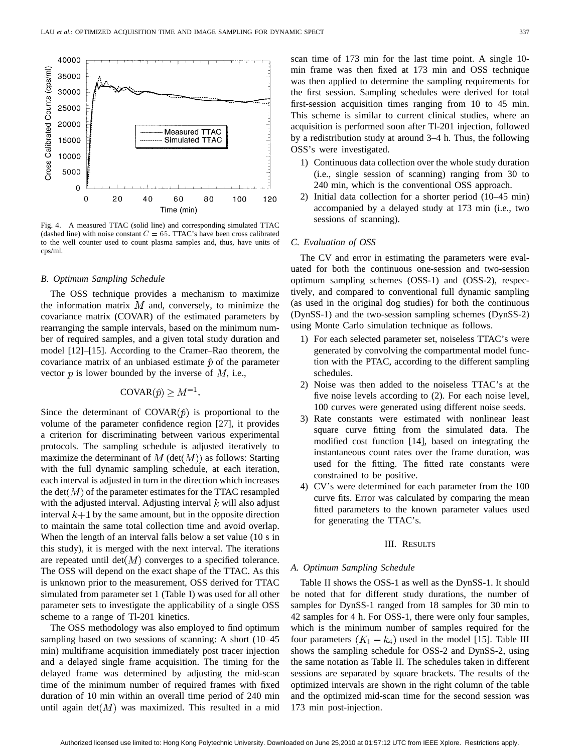Fig. 4. A measured TTAC (solid line) and corresponding simulated TTAC (dashed line) with noise constant $C = 65$. TTAC's have been cross calibrated to the well counter used to count plasma samples and, thus, have units of cps/ml.

### B. Optimum Sampling Schedule

The OSS technique provides a mechanism to maximize the information matrix $M$ and, conversely, to minimize the covariance matrix (COVAR) of the estimated parameters by rearranging the sample intervals, based on the minimum number of required samples, and a given total study duration and model [12]–[15]. According to the Cramer–Rao theorem, the covariance matrix of an unbiased estimate $\hat{p}$ of the parameter vector $p$ is lower bounded by the inverse of $M$, i.e.,

$$\mathrm{COVAR}(\hat{p}) \geq M^{-1}.$$

Since the determinant of $\mathrm{COVAR}(\hat{p})$ is proportional to the volume of the parameter confidence region [27], it provides a criterion for discriminating between various experimental protocols. The sampling schedule is adjusted iteratively to maximize the determinant of $M$ ($\det(M)$) as follows: Starting with the full dynamic sampling schedule, at each iteration, each interval is adjusted in turn in the direction which increases the $\det(M)$ of the parameter estimates for the TTAC resampled with the adjusted interval. Adjusting interval $k$ will also adjust interval $k+1$ by the same amount, but in the opposite direction to maintain the same total collection time and avoid overlap. When the length of an interval falls below a set value (10 s in this study), it is merged with the next interval. The iterations are repeated until $\det(M)$ converges to a specified tolerance. The OSS will depend on the exact shape of the TTAC. As this is unknown prior to the measurement, OSS derived for TTAC simulated from parameter set 1 (Table I) was used for all other parameter sets to investigate the applicability of a single OSS scheme to a range of Tl-201 kinetics.

The OSS methodology was also employed to find optimum sampling based on two sessions of scanning: A short (10–45 min) multiframe acquisition immediately post tracer injection and a delayed single frame acquisition. The timing for the delayed frame was determined by adjusting the mid-scan time of the minimum number of required frames with fixed duration of 10 min within an overall time period of 240 min until again $\det(M)$ was maximized. This resulted in a mid scan time of 173 min for the last time point. A single 10-min frame was then fixed at 173 min and OSS technique was then applied to determine the sampling requirements for the first session. Sampling schedules were derived for total first-session acquisition times ranging from 10 to 45 min. This scheme is similar to current clinical studies, where an acquisition is performed soon after Tl-201 injection, followed by a redistribution study at around 3–4 h. Thus, the following OSS's were investigated.

1) Continuous data collection over the whole study duration (i.e., single session of scanning) ranging from 30 to 240 min, which is the conventional OSS approach.
2) Initial data collection for a shorter period (10–45 min) accompanied by a delayed study at 173 min (i.e., two sessions of scanning).

### C. Evaluation of OSS

The CV and error in estimating the parameters were evaluated for both the continuous one-session and two-session optimum sampling schemes (OSS-1) and (OSS-2), respectively, and compared to conventional full dynamic sampling (as used in the original dog studies) for both the continuous (DynSS-1) and the two-session sampling schemes (DynSS-2) using Monte Carlo simulation technique as follows.

1) For each selected parameter set, noiseless TTAC's were generated by convolving the compartmental model function with the PTAC, according to the different sampling schedules.
2) Noise was then added to the noiseless TTAC's at the five noise levels according to (2). For each noise level, 100 curves were generated using different noise seeds.
3) Rate constants were estimated with nonlinear least square curve fitting from the simulated data. The modified cost function [14], based on integrating the instantaneous count rates over the frame duration, was used for the fitting. The fitted rate constants were constrained to be positive.
4) CV's were determined for each parameter from the 100 curve fits. Error was calculated by comparing the mean fitted parameters to the known parameter values used for generating the TTAC's.

## III. Results

### A. Optimum Sampling Schedule

Table II shows the OSS-1 as well as the DynSS-1. It should be noted that for different study durations, the number of samples for DynSS-1 ranged from 18 samples for 30 min to 42 samples for 4 h. For OSS-1, there were only four samples, which is the minimum number of samples required for the four parameters ($K_1 - k_4$) used in the model [15]. Table III shows the sampling schedule for OSS-2 and DynSS-2, using the same notation as Table II. The schedules taken in different sessions are separated by square brackets. The results of the optimized intervals are shown in the right column of the table and the optimized mid-scan time for the second session was 173 min post-injection.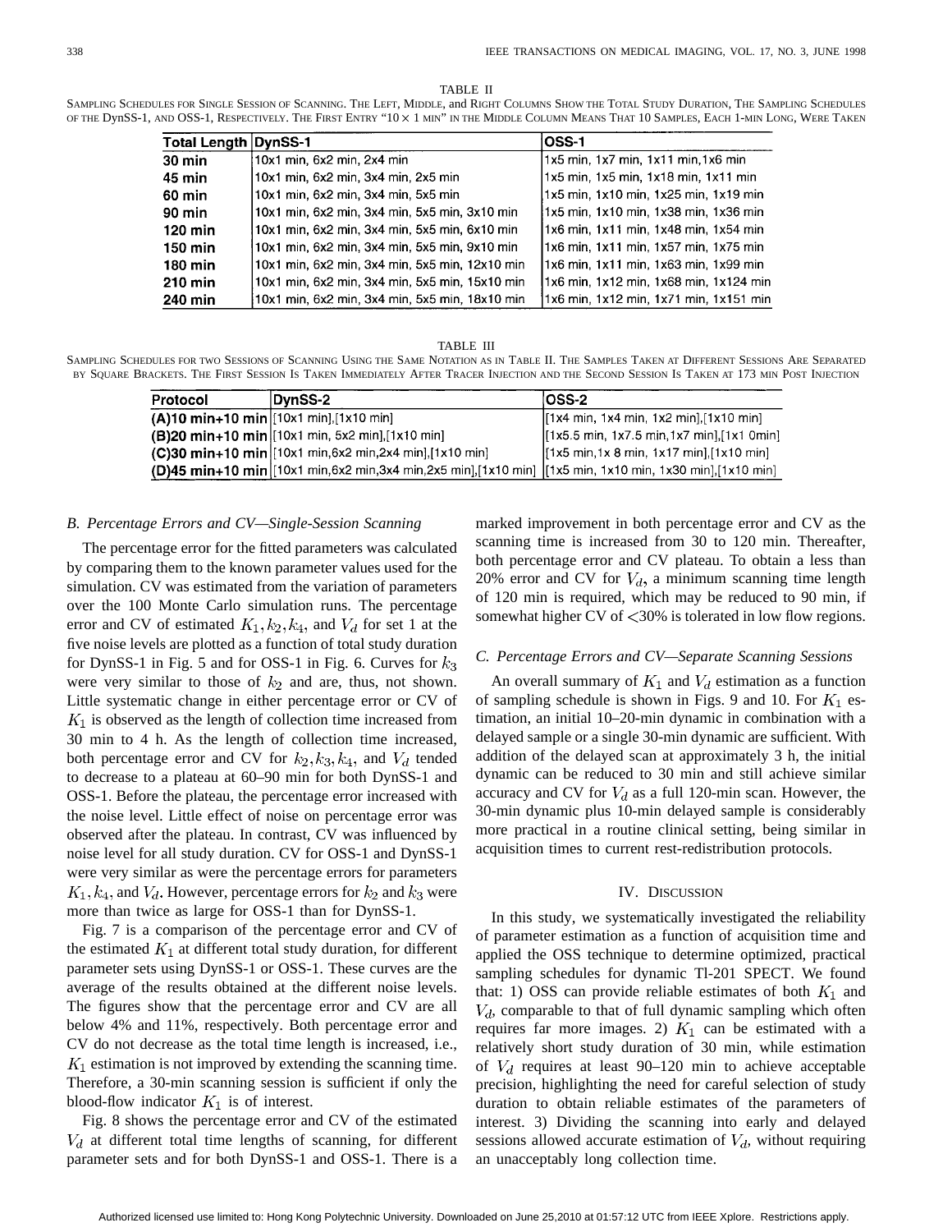TABLE II

SAMPLING SCHEDULES FOR SINGLE SESSION OF SCANNING. THE LEFT, MIDDLE, and RIGHT COLUMNS SHOW THE TOTAL STUDY DURATION, THE SAMPLING SCHEDULES OF THE DynSS-1, AND OSS-1, RESPECTIVELY. THE FIRST ENTRY "10 × 1 MIN" IN THE MIDDLE COLUMN MEANS THAT 10 SAMPLES, EACH 1-MIN LONG, WERE TAKEN

| Total Length | DynSS-1 | OSS-1 |
|---|---|---|
| 30 min | 10x1 min, 6x2 min, 2x4 min | 1x5 min, 1x7 min, 1x11 min,1x6 min |
| 45 min | 10x1 min, 6x2 min, 3x4 min, 2x5 min | 1x5 min, 1x5 min, 1x18 min, 1x11 min |
| 60 min | 10x1 min, 6x2 min, 3x4 min, 5x5 min | 1x5 min, 1x10 min, 1x25 min, 1x19 min |
| 90 min | 10x1 min, 6x2 min, 3x4 min, 5x5 min, 3x10 min | 1x5 min, 1x10 min, 1x38 min, 1x36 min |
| 120 min | 10x1 min, 6x2 min, 3x4 min, 5x5 min, 6x10 min | 1x6 min, 1x11 min, 1x48 min, 1x54 min |
| 150 min | 10x1 min, 6x2 min, 3x4 min, 5x5 min, 9x10 min | 1x6 min, 1x11 min, 1x57 min, 1x75 min |
| 180 min | 10x1 min, 6x2 min, 3x4 min, 5x5 min, 12x10 min | 1x6 min, 1x11 min, 1x63 min, 1x99 min |
| 210 min | 10x1 min, 6x2 min, 3x4 min, 5x5 min, 15x10 min | 1x6 min, 1x12 min, 1x68 min, 1x124 min |
| 240 min | 10x1 min, 6x2 min, 3x4 min, 5x5 min, 18x10 min | 1x6 min, 1x12 min, 1x71 min, 1x151 min |

TABLE III

SAMPLING SCHEDULES FOR TWO SESSIONS OF SCANNING USING THE SAME NOTATION AS IN TABLE II. THE SAMPLES TAKEN AT DIFFERENT SESSIONS ARE SEPARATED BY SQUARE BRACKETS. THE FIRST SESSION IS TAKEN IMMEDIATELY AFTER TRACER INJECTION AND THE SECOND SESSION IS TAKEN AT 173 MIN POST INJECTION

| Protocol | DynSS-2 | OSS-2 |
|---|---|---|
| (A)10 min+10 min | [10x1 min],[1x10 min] | [1x4 min, 1x4 min, 1x2 min],[1x10 min] |
| (B)20 min+10 min | [10x1 min, 5x2 min],[1x10 min] | [1x5.5 min, 1x7.5 min,1x7 min],[1x1 0min] |
| (C)30 min+10 min | [10x1 min,6x2 min,2x4 min],[1x10 min] | [1x5 min,1x 8 min, 1x17 min],[1x10 min] |
| (D)45 min+10 min | [10x1 min,6x2 min,3x4 min,2x5 min],[1x10 min] | [1x5 min, 1x10 min, 1x30 min],[1x10 min] |

### *B. Percentage Errors and CV—Single-Session Scanning*

The percentage error for the fitted parameters was calculated by comparing them to the known parameter values used for the simulation. CV was estimated from the variation of parameters over the 100 Monte Carlo simulation runs. The percentage error and CV of estimated $K_1, k_2, k_4$, and $V_d$ for set 1 at the five noise levels are plotted as a function of total study duration for DynSS-1 in Fig. 5 and for OSS-1 in Fig. 6. Curves for $k_3$ were very similar to those of $k_2$ and are, thus, not shown. Little systematic change in either percentage error or CV of $K_1$ is observed as the length of collection time increased from 30 min to 4 h. As the length of collection time increased, both percentage error and CV for $k_2, k_3, k_4$, and $V_d$ tended to decrease to a plateau at 60–90 min for both DynSS-1 and OSS-1. Before the plateau, the percentage error increased with the noise level. Little effect of noise on percentage error was observed after the plateau. In contrast, CV was influenced by noise level for all study duration. CV for OSS-1 and DynSS-1 were very similar as were the percentage errors for parameters $K_1, k_4$, and $V_d$. However, percentage errors for $k_2$ and $k_3$ were more than twice as large for OSS-1 than for DynSS-1.

Fig. 7 is a comparison of the percentage error and CV of the estimated $K_1$ at different total study duration, for different parameter sets using DynSS-1 or OSS-1. These curves are the average of the results obtained at the different noise levels. The figures show that the percentage error and CV are all below 4% and 11%, respectively. Both percentage error and CV do not decrease as the total time length is increased, i.e., $K_1$ estimation is not improved by extending the scanning time. Therefore, a 30-min scanning session is sufficient if only the blood-flow indicator $K_1$ is of interest.

Fig. 8 shows the percentage error and CV of the estimated $V_d$ at different total time lengths of scanning, for different parameter sets and for both DynSS-1 and OSS-1. There is a marked improvement in both percentage error and CV as the scanning time is increased from 30 to 120 min. Thereafter, both percentage error and CV plateau. To obtain a less than 20% error and CV for $V_d$, a minimum scanning time length of 120 min is required, which may be reduced to 90 min, if somewhat higher CV of <30% is tolerated in low flow regions.

### *C. Percentage Errors and CV—Separate Scanning Sessions*

An overall summary of $K_1$ and $V_d$ estimation as a function of sampling schedule is shown in Figs. 9 and 10. For $K_1$ estimation, an initial 10–20-min dynamic in combination with a delayed sample or a single 30-min dynamic are sufficient. With addition of the delayed scan at approximately 3 h, the initial dynamic can be reduced to 30 min and still achieve similar accuracy and CV for $V_d$ as a full 120-min scan. However, the 30-min dynamic plus 10-min delayed sample is considerably more practical in a routine clinical setting, being similar in acquisition times to current rest-redistribution protocols.

## IV. DISCUSSION

In this study, we systematically investigated the reliability of parameter estimation as a function of acquisition time and applied the OSS technique to determine optimized, practical sampling schedules for dynamic Tl-201 SPECT. We found that: 1) OSS can provide reliable estimates of both $K_1$ and $V_d$, comparable to that of full dynamic sampling which often requires far more images. 2) $K_1$ can be estimated with a relatively short study duration of 30 min, while estimation of $V_d$ requires at least 90–120 min to achieve acceptable precision, highlighting the need for careful selection of study duration to obtain reliable estimates of the parameters of interest. 3) Dividing the scanning into early and delayed sessions allowed accurate estimation of $V_d$, without requiring an unacceptably long collection time.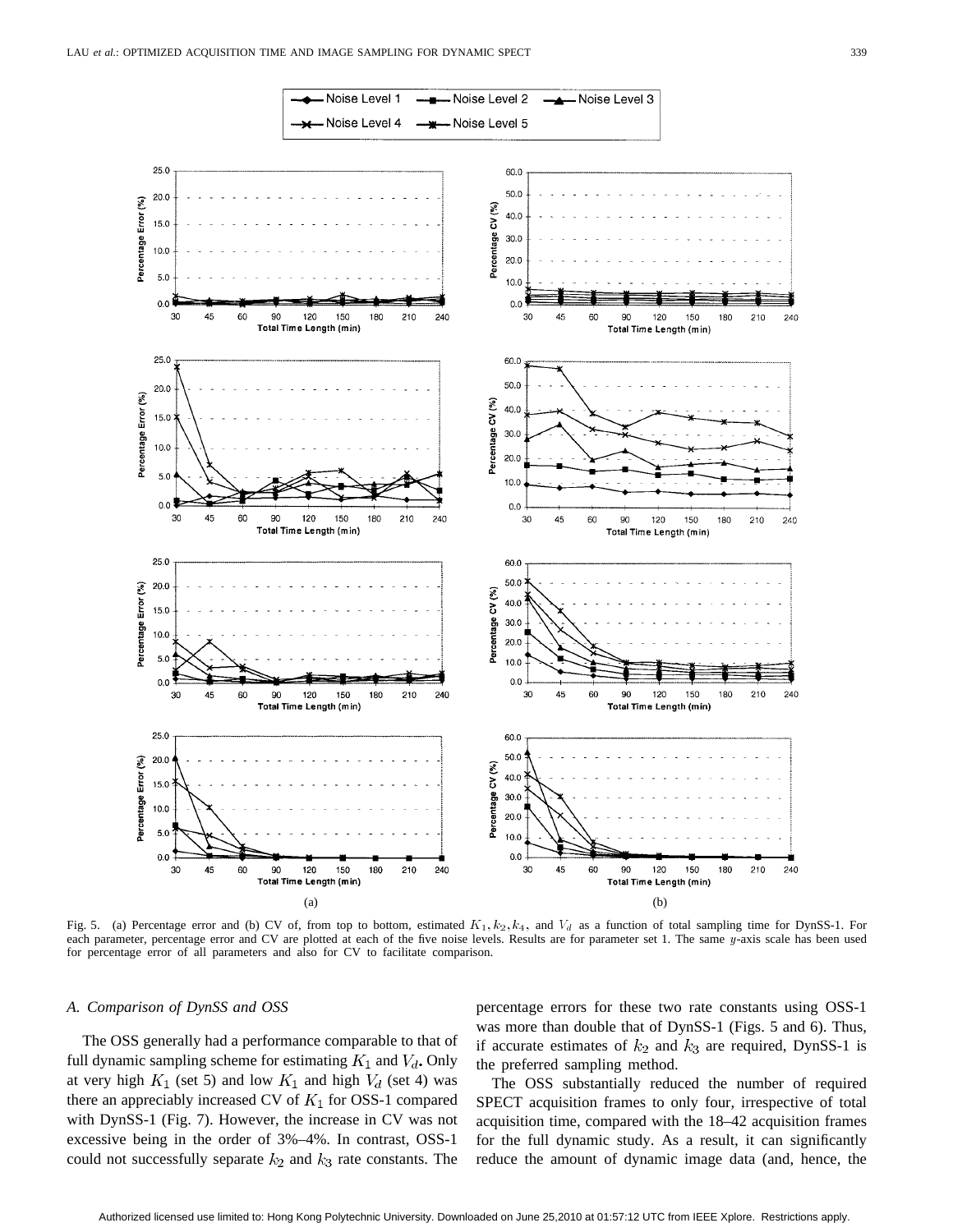Fig. 5. (a) Percentage error and (b) CV of, from top to bottom, estimated $K_1, k_2, k_4$, and $V_d$ as a function of total sampling time for DynSS-1. For each parameter, percentage error and CV are plotted at each of the five noise levels. Results are for parameter set 1. The same $y$-axis scale has been used for percentage error of all parameters and also for CV to facilitate comparison.

### A. Comparison of DynSS and OSS

The OSS generally had a performance comparable to that of full dynamic sampling scheme for estimating $K_1$ and $V_d$. Only at very high $K_1$ (set 5) and low $K_1$ and high $V_d$ (set 4) was there an appreciably increased CV of $K_1$ for OSS-1 compared with DynSS-1 (Fig. 7). However, the increase in CV was not excessive being in the order of 3%–4%. In contrast, OSS-1 could not successfully separate $k_2$ and $k_3$ rate constants. The percentage errors for these two rate constants using OSS-1 was more than double that of DynSS-1 (Figs. 5 and 6). Thus, if accurate estimates of $k_2$ and $k_3$ are required, DynSS-1 is the preferred sampling method.

The OSS substantially reduced the number of required SPECT acquisition frames to only four, irrespective of total acquisition time, compared with the 18–42 acquisition frames for the full dynamic study. As a result, it can significantly reduce the amount of dynamic image data (and, hence, the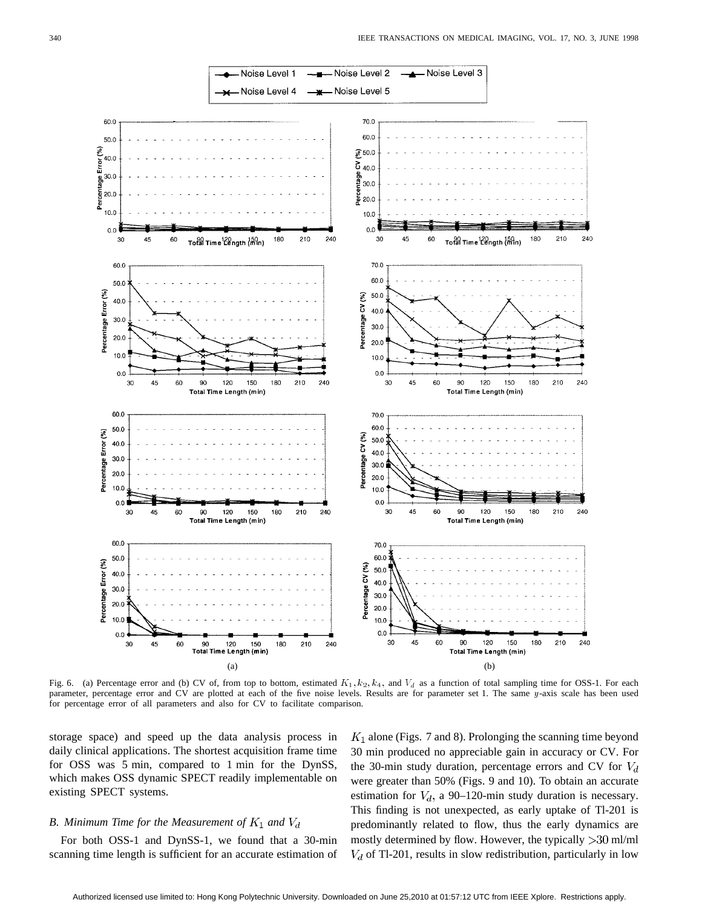Fig. 6. (a) Percentage error and (b) CV of, from top to bottom, estimated $K_1, k_2, k_4$, and $V_d$ as a function of total sampling time for OSS-1. For each parameter, percentage error and CV are plotted at each of the five noise levels. Results are for parameter set 1. The same $y$-axis scale has been used for percentage error of all parameters and also for CV to facilitate comparison.

storage space) and speed up the data analysis process in daily clinical applications. The shortest acquisition frame time for OSS was 5 min, compared to 1 min for the DynSS, which makes OSS dynamic SPECT readily implementable on existing SPECT systems.

### *B. Minimum Time for the Measurement of $K_1$ and $V_d$*

For both OSS-1 and DynSS-1, we found that a 30-min scanning time length is sufficient for an accurate estimation of $K_1$ alone (Figs. 7 and 8). Prolonging the scanning time beyond 30 min produced no appreciable gain in accuracy or CV. For the 30-min study duration, percentage errors and CV for $V_d$ were greater than 50% (Figs. 9 and 10). To obtain an accurate estimation for $V_d$, a 90–120-min study duration is necessary. This finding is not unexpected, as early uptake of Tl-201 is predominantly related to flow, thus the early dynamics are mostly determined by flow. However, the typically $>30$ ml/ml $V_d$ of Tl-201, results in slow redistribution, particularly in low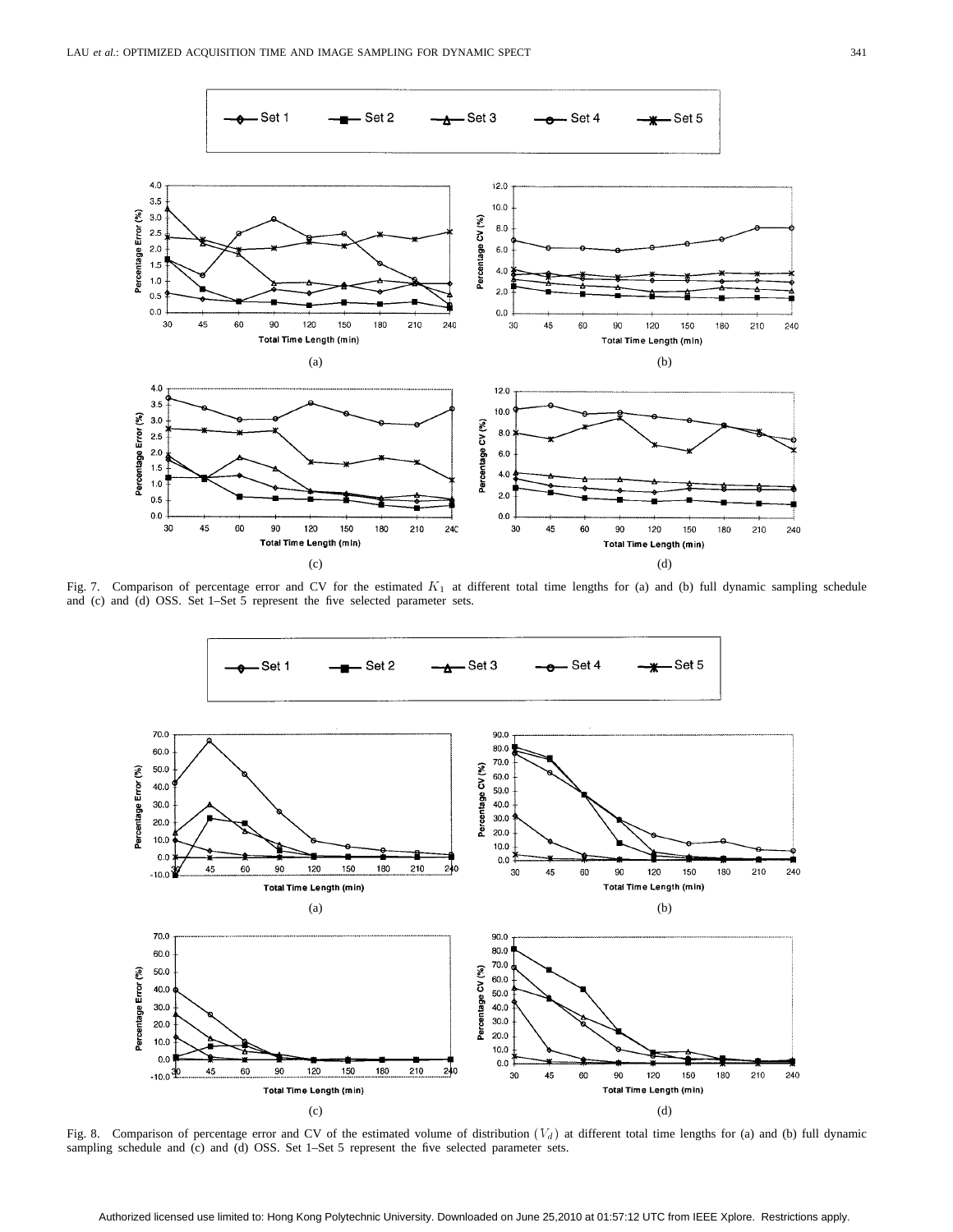Fig. 7. Comparison of percentage error and CV for the estimated $K_1$ at different total time lengths for (a) and (b) full dynamic sampling schedule and (c) and (d) OSS. Set 1–Set 5 represent the five selected parameter sets.

Fig. 8. Comparison of percentage error and CV of the estimated volume of distribution $(V_d)$ at different total time lengths for (a) and (b) full dynamic sampling schedule and (c) and (d) OSS. Set 1–Set 5 represent the five selected parameter sets.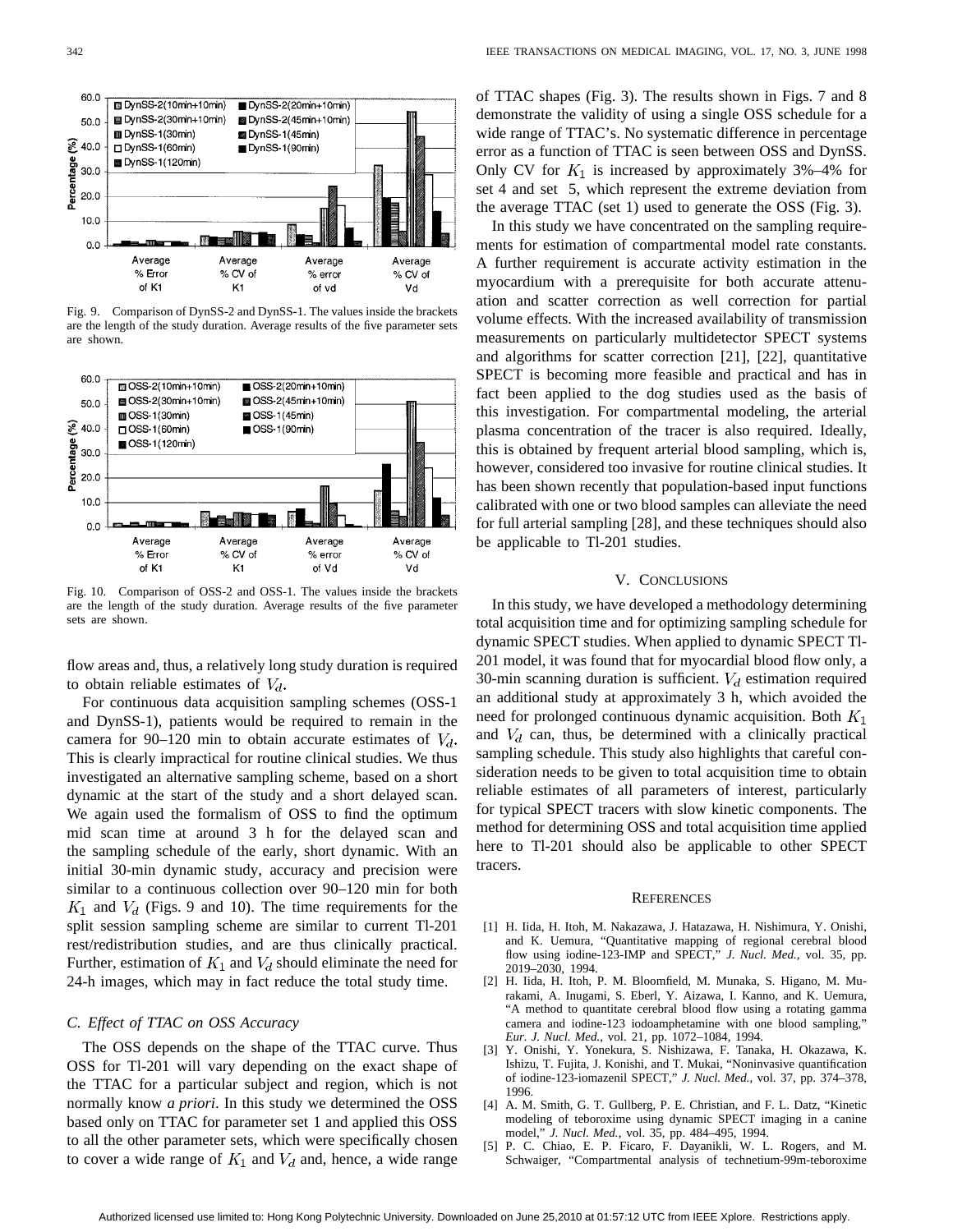Fig. 9. Comparison of DynSS-2 and DynSS-1. The values inside the brackets are the length of the study duration. Average results of the five parameter sets are shown.

Fig. 10. Comparison of OSS-2 and OSS-1. The values inside the brackets are the length of the study duration. Average results of the five parameter sets are shown.

flow areas and, thus, a relatively long study duration is required to obtain reliable estimates of $V_d$.

For continuous data acquisition sampling schemes (OSS-1 and DynSS-1), patients would be required to remain in the camera for 90–120 min to obtain accurate estimates of $V_d$. This is clearly impractical for routine clinical studies. We thus investigated an alternative sampling scheme, based on a short dynamic at the start of the study and a short delayed scan. We again used the formalism of OSS to find the optimum mid scan time at around 3 h for the delayed scan and the sampling schedule of the early, short dynamic. With an initial 30-min dynamic study, accuracy and precision were similar to a continuous collection over 90–120 min for both $K_1$ and $V_d$ (Figs. 9 and 10). The time requirements for the split session sampling scheme are similar to current Tl-201 rest/redistribution studies, and are thus clinically practical. Further, estimation of $K_1$ and $V_d$ should eliminate the need for 24-h images, which may in fact reduce the total study time.

### C. Effect of TTAC on OSS Accuracy

The OSS depends on the shape of the TTAC curve. Thus OSS for Tl-201 will vary depending on the exact shape of the TTAC for a particular subject and region, which is not normally know *a priori*. In this study we determined the OSS based only on TTAC for parameter set 1 and applied this OSS to all the other parameter sets, which were specifically chosen to cover a wide range of $K_1$ and $V_d$ and, hence, a wide range of TTAC shapes (Fig. 3). The results shown in Figs. 7 and 8 demonstrate the validity of using a single OSS schedule for a wide range of TTAC's. No systematic difference in percentage error as a function of TTAC is seen between OSS and DynSS. Only CV for $K_1$ is increased by approximately 3%–4% for set 4 and set 5, which represent the extreme deviation from the average TTAC (set 1) used to generate the OSS (Fig. 3).

In this study we have concentrated on the sampling requirements for estimation of compartmental model rate constants. A further requirement is accurate activity estimation in the myocardium with a prerequisite for both accurate attenuation and scatter correction as well correction for partial volume effects. With the increased availability of transmission measurements on particularly multidetector SPECT systems and algorithms for scatter correction [21], [22], quantitative SPECT is becoming more feasible and practical and has in fact been applied to the dog studies used as the basis of this investigation. For compartmental modeling, the arterial plasma concentration of the tracer is also required. Ideally, this is obtained by frequent arterial blood sampling, which is, however, considered too invasive for routine clinical studies. It has been shown recently that population-based input functions calibrated with one or two blood samples can alleviate the need for full arterial sampling [28], and these techniques should also be applicable to Tl-201 studies.

## V. Conclusions

In this study, we have developed a methodology determining total acquisition time and for optimizing sampling schedule for dynamic SPECT studies. When applied to dynamic SPECT Tl-201 model, it was found that for myocardial blood flow only, a 30-min scanning duration is sufficient. $V_d$ estimation required an additional study at approximately 3 h, which avoided the need for prolonged continuous dynamic acquisition. Both $K_1$ and $V_d$ can, thus, be determined with a clinically practical sampling schedule. This study also highlights that careful consideration needs to be given to total acquisition time to obtain reliable estimates of all parameters of interest, particularly for typical SPECT tracers with slow kinetic components. The method for determining OSS and total acquisition time applied here to Tl-201 should also be applicable to other SPECT tracers.

## References

[1] H. Iida, H. Itoh, M. Nakazawa, J. Hatazawa, H. Nishimura, Y. Onishi, and K. Uemura, "Quantitative mapping of regional cerebral blood flow using iodine-123-IMP and SPECT," *J. Nucl. Med.*, vol. 35, pp. 2019–2030, 1994.

[2] H. Iida, H. Itoh, P. M. Bloomfield, M. Munaka, S. Higano, M. Murakami, A. Inugami, S. Eberl, Y. Aizawa, I. Kanno, and K. Uemura, "A method to quantitate cerebral blood flow using a rotating gamma camera and iodine-123 iodoamphetamine with one blood sampling," *Eur. J. Nucl. Med.*, vol. 21, pp. 1072–1084, 1994.

[3] Y. Onishi, Y. Yonekura, S. Nishizawa, F. Tanaka, H. Okazawa, K. Ishizu, T. Fujita, J. Konishi, and T. Mukai, "Noninvasive quantification of iodine-123-iomazenil SPECT," *J. Nucl. Med.*, vol. 37, pp. 374–378, 1996.

[4] A. M. Smith, G. T. Gullberg, P. E. Christian, and F. L. Datz, "Kinetic modeling of teboroxime using dynamic SPECT imaging in a canine model," *J. Nucl. Med.*, vol. 35, pp. 484–495, 1994.

[5] P. C. Chiao, E. P. Ficaro, F. Dayanikli, W. L. Rogers, and M. Schwaiger, "Compartmental analysis of technetium-99m-teboroxime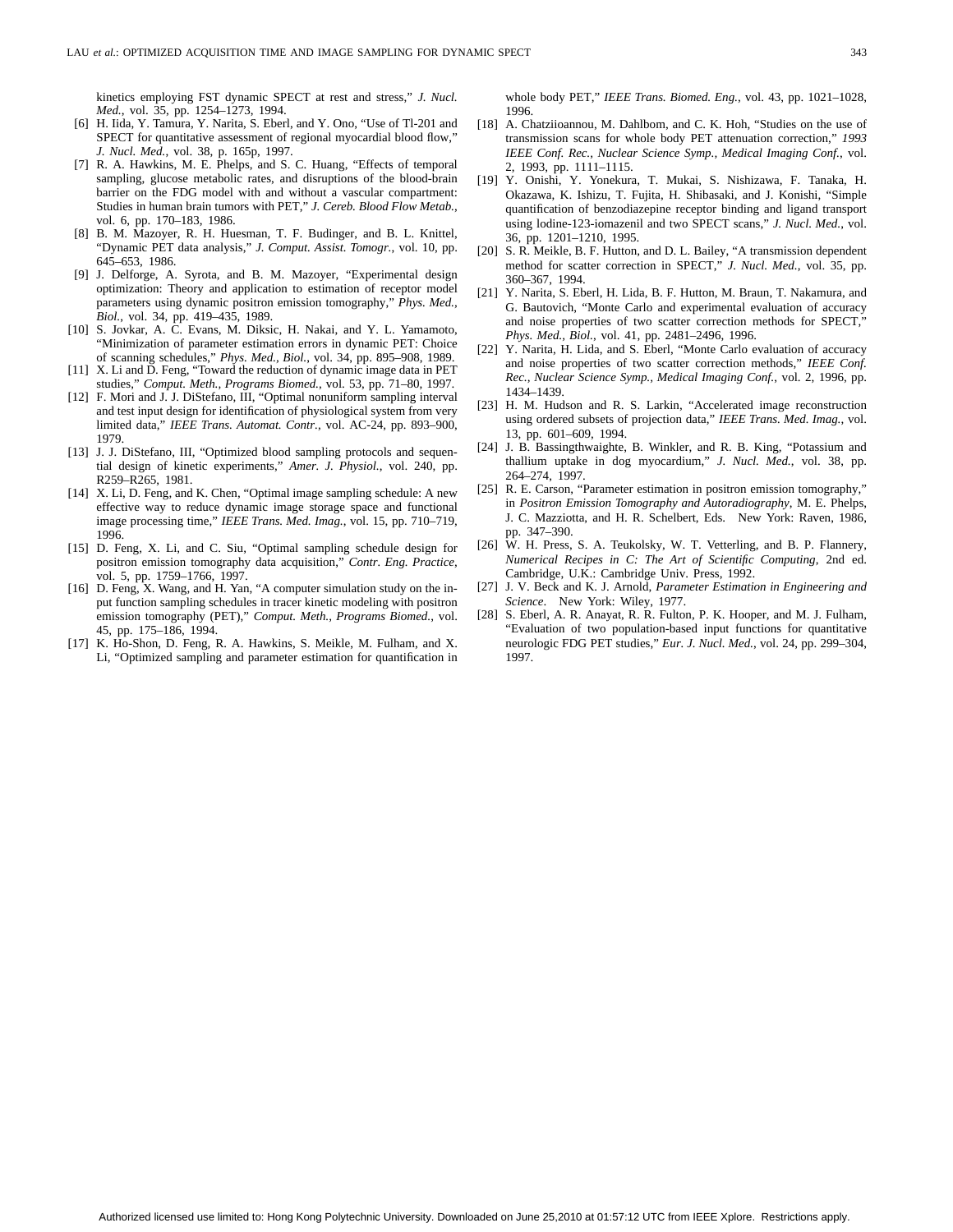kinetics employing FST dynamic SPECT at rest and stress," *J. Nucl. Med.*, vol. 35, pp. 1254–1273, 1994.

[6] H. Iida, Y. Tamura, Y. Narita, S. Eberl, and Y. Ono, "Use of Tl-201 and SPECT for quantitative assessment of regional myocardial blood flow," *J. Nucl. Med.*, vol. 38, p. 165p, 1997.

[7] R. A. Hawkins, M. E. Phelps, and S. C. Huang, "Effects of temporal sampling, glucose metabolic rates, and disruptions of the blood-brain barrier on the FDG model with and without a vascular compartment: Studies in human brain tumors with PET," *J. Cereb. Blood Flow Metab.*, vol. 6, pp. 170–183, 1986.

[8] B. M. Mazoyer, R. H. Huesman, T. F. Budinger, and B. L. Knittel, "Dynamic PET data analysis," *J. Comput. Assist. Tomogr.*, vol. 10, pp. 645–653, 1986.

[9] J. Delforge, A. Syrota, and B. M. Mazoyer, "Experimental design optimization: Theory and application to estimation of receptor model parameters using dynamic positron emission tomography," *Phys. Med., Biol.*, vol. 34, pp. 419–435, 1989.

[10] S. Jovkar, A. C. Evans, M. Diksic, H. Nakai, and Y. L. Yamamoto, "Minimization of parameter estimation errors in dynamic PET: Choice of scanning schedules," *Phys. Med., Biol.*, vol. 34, pp. 895–908, 1989.

[11] X. Li and D. Feng, "Toward the reduction of dynamic image data in PET studies," *Comput. Meth., Programs Biomed.*, vol. 53, pp. 71–80, 1997.

[12] F. Mori and J. J. DiStefano, III, "Optimal nonuniform sampling interval and test input design for identification of physiological system from very limited data," *IEEE Trans. Automat. Contr.*, vol. AC-24, pp. 893–900, 1979.

[13] J. J. DiStefano, III, "Optimized blood sampling protocols and sequential design of kinetic experiments," *Amer. J. Physiol.*, vol. 240, pp. R259–R265, 1981.

[14] X. Li, D. Feng, and K. Chen, "Optimal image sampling schedule: A new effective way to reduce dynamic image storage space and functional image processing time," *IEEE Trans. Med. Imag.*, vol. 15, pp. 710–719, 1996.

[15] D. Feng, X. Li, and C. Siu, "Optimal sampling schedule design for positron emission tomography data acquisition," *Contr. Eng. Practice*, vol. 5, pp. 1759–1766, 1997.

[16] D. Feng, X. Wang, and H. Yan, "A computer simulation study on the input function sampling schedules in tracer kinetic modeling with positron emission tomography (PET)," *Comput. Meth., Programs Biomed.*, vol. 45, pp. 175–186, 1994.

[17] K. Ho-Shon, D. Feng, R. A. Hawkins, S. Meikle, M. Fulham, and X. Li, "Optimized sampling and parameter estimation for quantification in whole body PET," *IEEE Trans. Biomed. Eng.*, vol. 43, pp. 1021–1028, 1996.

[18] A. Chatziioannou, M. Dahlbom, and C. K. Hoh, "Studies on the use of transmission scans for whole body PET attenuation correction," *1993 IEEE Conf. Rec., Nuclear Science Symp., Medical Imaging Conf.*, vol. 2, 1993, pp. 1111–1115.

[19] Y. Onishi, Y. Yonekura, T. Mukai, S. Nishizawa, F. Tanaka, H. Okazawa, K. Ishizu, T. Fujita, H. Shibasaki, and J. Konishi, "Simple quantification of benzodiazepine receptor binding and ligand transport using Iodine-123-iomazenil and two SPECT scans," *J. Nucl. Med.*, vol. 36, pp. 1201–1210, 1995.

[20] S. R. Meikle, B. F. Hutton, and D. L. Bailey, "A transmission dependent method for scatter correction in SPECT," *J. Nucl. Med.*, vol. 35, pp. 360–367, 1994.

[21] Y. Narita, S. Eberl, H. Iida, B. F. Hutton, M. Braun, T. Nakamura, and G. Bautovich, "Monte Carlo and experimental evaluation of accuracy and noise properties of two scatter correction methods for SPECT," *Phys. Med., Biol.*, vol. 41, pp. 2481–2496, 1996.

[22] Y. Narita, H. Iida, and S. Eberl, "Monte Carlo evaluation of accuracy and noise properties of two scatter correction methods," *IEEE Conf. Rec., Nuclear Science Symp., Medical Imaging Conf.*, vol. 2, 1996, pp. 1434–1439.

[23] H. M. Hudson and R. S. Larkin, "Accelerated image reconstruction using ordered subsets of projection data," *IEEE Trans. Med. Imag.*, vol. 13, pp. 601–609, 1994.

[24] J. B. Bassingthwaighte, B. Winkler, and R. B. King, "Potassium and thallium uptake in dog myocardium," *J. Nucl. Med.*, vol. 38, pp. 264–274, 1997.

[25] R. E. Carson, "Parameter estimation in positron emission tomography," in *Positron Emission Tomography and Autoradiography*, M. E. Phelps, J. C. Mazziotta, and H. R. Schelbert, Eds. New York: Raven, 1986, pp. 347–390.

[26] W. H. Press, S. A. Teukolsky, W. T. Vetterling, and B. P. Flannery, *Numerical Recipes in C: The Art of Scientific Computing*, 2nd ed. Cambridge, U.K.: Cambridge Univ. Press, 1992.

[27] J. V. Beck and K. J. Arnold, *Parameter Estimation in Engineering and Science*. New York: Wiley, 1977.

[28] S. Eberl, A. R. Anayat, R. R. Fulton, P. K. Hooper, and M. J. Fulham, "Evaluation of two population-based input functions for quantitative neurologic FDG PET studies," *Eur. J. Nucl. Med.*, vol. 24, pp. 299–304, 1997.